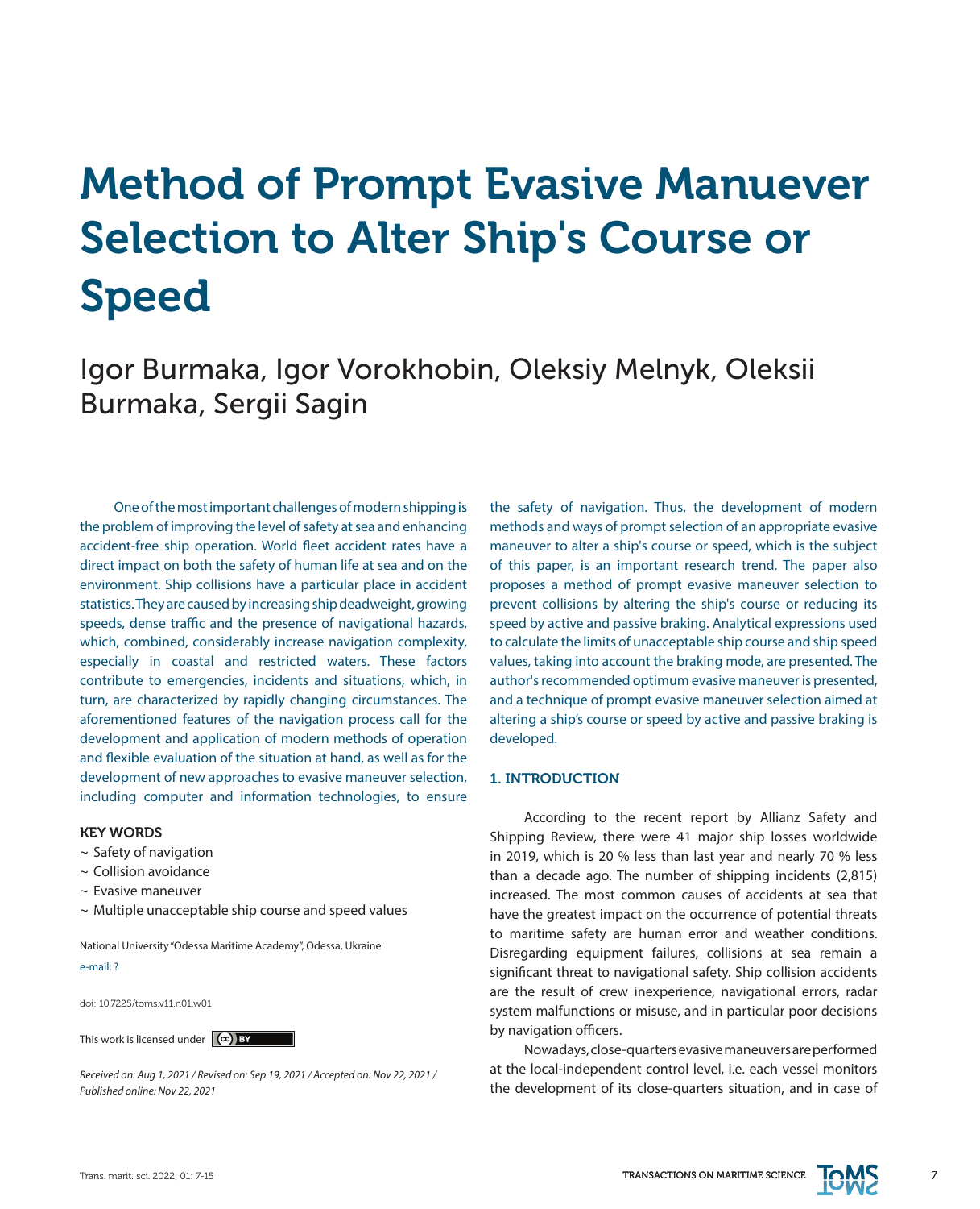# Method of Prompt Evasive Manuever Selection to Alter Ship's Course or Speed

Igor Burmaka, Igor Vorokhobin, Oleksiy Melnyk, Oleksii Burmaka, Sergii Sagin

One of the most important challenges of modern shipping is the problem of improving the level of safety at sea and enhancing accident-free ship operation. World fleet accident rates have a direct impact on both the safety of human life at sea and on the environment. Ship collisions have a particular place in accident statistics. They are caused by increasing ship deadweight, growing speeds, dense traffic and the presence of navigational hazards, which, combined, considerably increase navigation complexity, especially in coastal and restricted waters. These factors contribute to emergencies, incidents and situations, which, in turn, are characterized by rapidly changing circumstances. The aforementioned features of the navigation process call for the development and application of modern methods of operation and flexible evaluation of the situation at hand, as well as for the development of new approaches to evasive maneuver selection, including computer and information technologies, to ensure the safety of navigation. Thus, the development of modern methods and ways of prompt selection of an appropriate evasive maneuver to alter a ship's course or speed, which is the subject of this paper, is an important research trend. The paper also proposes a method of prompt evasive maneuver selection to prevent collisions by altering the ship's course or reducing its speed by active and passive braking. Analytical expressions used to calculate the limits of unacceptable ship course and ship speed values, taking into account the braking mode, are presented. The author's recommended optimum evasive maneuver is presented, and a technique of prompt evasive maneuver selection aimed at altering a ship's course or speed by active and passive braking is developed.

**KEY WORDS**

- ~ Safety of navigation
- ~ Collision avoidance
- ~ Evasive maneuver
- ~ Multiple unacceptable ship course and speed values

National University "Odessa Maritime Academy", Odessa, Ukraine

e-mail: ?

doi: 10.7225/toms.v11.n01.w01

This work is licensed under CC BY

*Received on: Aug 1, 2021 / Revised on: Sep 19, 2021 / Accepted on: Nov 22, 2021 / Published online: Nov 22, 2021*

## 1. INTRODUCTION

According to the recent report by Allianz Safety and Shipping Review, there were 41 major ship losses worldwide in 2019, which is 20 % less than last year and nearly 70 % less than a decade ago. The number of shipping incidents (2,815) increased. The most common causes of accidents at sea that have the greatest impact on the occurrence of potential threats to maritime safety are human error and weather conditions. Disregarding equipment failures, collisions at sea remain a significant threat to navigational safety. Ship collision accidents are the result of crew inexperience, navigational errors, radar system malfunctions or misuse, and in particular poor decisions by navigation officers.

Nowadays, close-quarters evasive maneuvers are performed at the local-independent control level, i.e. each vessel monitors the development of its close-quarters situation, and in case of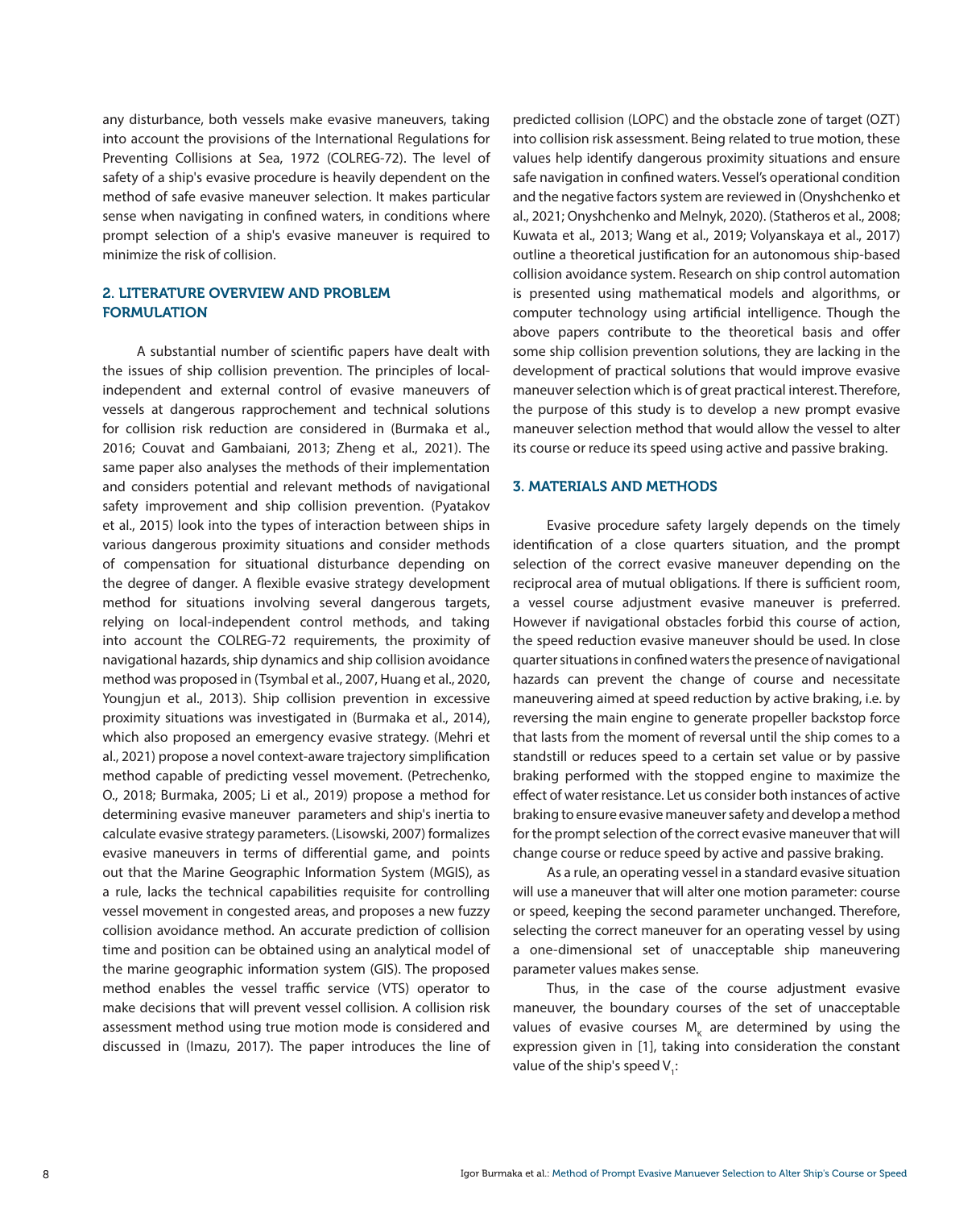any disturbance, both vessels make evasive maneuvers, taking into account the provisions of the International Regulations for Preventing Collisions at Sea, 1972 (COLREG-72). The level of safety of a ship's evasive procedure is heavily dependent on the method of safe evasive maneuver selection. It makes particular sense when navigating in confined waters, in conditions where prompt selection of a ship's evasive maneuver is required to minimize the risk of collision.

## 2. LITERATURE OVERVIEW AND PROBLEM FORMULATION

A substantial number of scientific papers have dealt with the issues of ship collision prevention. The principles of local-independent and external control of evasive maneuvers of vessels at dangerous rapprochement and technical solutions for collision risk reduction are considered in (Burmaka et al., 2016; Couvat and Gambaiani, 2013; Zheng et al., 2021). The same paper also analyses the methods of their implementation and considers potential and relevant methods of navigational safety improvement and ship collision prevention. (Pyatakov et al., 2015) look into the types of interaction between ships in various dangerous proximity situations and consider methods of compensation for situational disturbance depending on the degree of danger. A flexible evasive strategy development method for situations involving several dangerous targets, relying on local-independent control methods, and taking into account the COLREG-72 requirements, the proximity of navigational hazards, ship dynamics and ship collision avoidance method was proposed in (Tsymbal et al., 2007, Huang et al., 2020, Youngjun et al., 2013). Ship collision prevention in excessive proximity situations was investigated in (Burmaka et al., 2014), which also proposed an emergency evasive strategy. (Mehri et al., 2021) propose a novel context-aware trajectory simplification method capable of predicting vessel movement. (Petrechenko, O., 2018; Burmaka, 2005; Li et al., 2019) propose a method for determining evasive maneuver parameters and ship's inertia to calculate evasive strategy parameters. (Lisowski, 2007) formalizes evasive maneuvers in terms of differential game, and points out that the Marine Geographic Information System (MGIS), as a rule, lacks the technical capabilities requisite for controlling vessel movement in congested areas, and proposes a new fuzzy collision avoidance method. An accurate prediction of collision time and position can be obtained using an analytical model of the marine geographic information system (GIS). The proposed method enables the vessel traffic service (VTS) operator to make decisions that will prevent vessel collision. A collision risk assessment method using true motion mode is considered and discussed in (Imazu, 2017). The paper introduces the line of predicted collision (LOPC) and the obstacle zone of target (OZT) into collision risk assessment. Being related to true motion, these values help identify dangerous proximity situations and ensure safe navigation in confined waters. Vessel's operational condition and the negative factors system are reviewed in (Onyshchenko et al., 2021; Onyshchenko and Melnyk, 2020). (Statheros et al., 2008; Kuwata et al., 2013; Wang et al., 2019; Volyanskaya et al., 2017) outline a theoretical justification for an autonomous ship-based collision avoidance system. Research on ship control automation is presented using mathematical models and algorithms, or computer technology using artificial intelligence. Though the above papers contribute to the theoretical basis and offer some ship collision prevention solutions, they are lacking in the development of practical solutions that would improve evasive maneuver selection which is of great practical interest. Therefore, the purpose of this study is to develop a new prompt evasive maneuver selection method that would allow the vessel to alter its course or reduce its speed using active and passive braking.

## 3. MATERIALS AND METHODS

Evasive procedure safety largely depends on the timely identification of a close quarters situation, and the prompt selection of the correct evasive maneuver depending on the reciprocal area of mutual obligations. If there is sufficient room, a vessel course adjustment evasive maneuver is preferred. However if navigational obstacles forbid this course of action, the speed reduction evasive maneuver should be used. In close quarter situations in confined waters the presence of navigational hazards can prevent the change of course and necessitate maneuvering aimed at speed reduction by active braking, i.e. by reversing the main engine to generate propeller backstop force that lasts from the moment of reversal until the ship comes to a standstill or reduces speed to a certain set value or by passive braking performed with the stopped engine to maximize the effect of water resistance. Let us consider both instances of active braking to ensure evasive maneuver safety and develop a method for the prompt selection of the correct evasive maneuver that will change course or reduce speed by active and passive braking.

As a rule, an operating vessel in a standard evasive situation will use a maneuver that will alter one motion parameter: course or speed, keeping the second parameter unchanged. Therefore, selecting the correct maneuver for an operating vessel by using a one-dimensional set of unacceptable ship maneuvering parameter values makes sense.

Thus, in the case of the course adjustment evasive maneuver, the boundary courses of the set of unacceptable values of evasive courses $M_K$ are determined by using the expression given in [1], taking into consideration the constant value of the ship's speed $V_1$: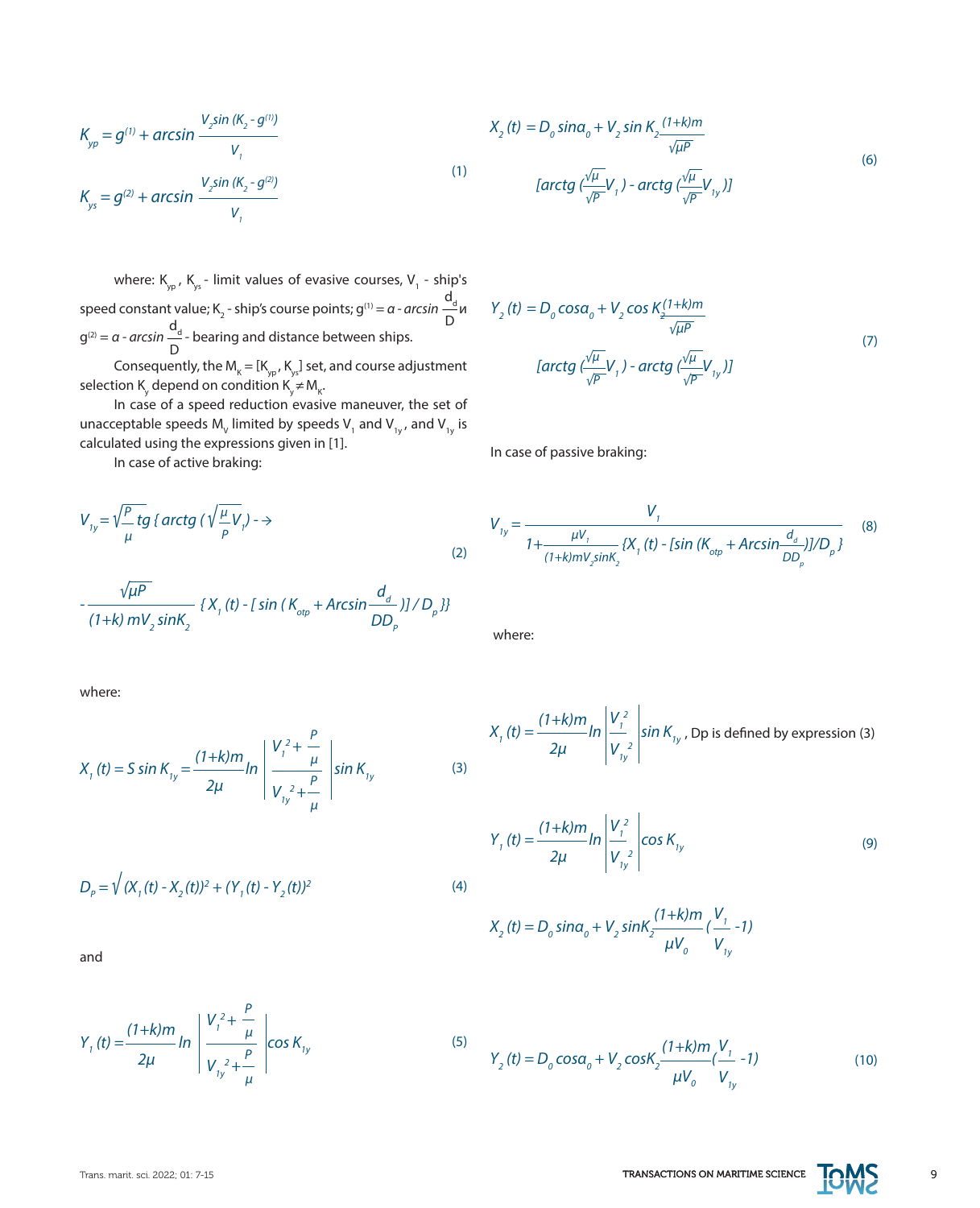$$K_{yp} = g^{(1)} + \arcsin \frac{V_2 \sin (K_2 - g^{(1)})}{V_1}$$
$$K_{ys} = g^{(2)} + \arcsin \frac{V_2 \sin (K_2 - g^{(2)})}{V_1} \tag{1}$$

where: $K_{yp}$, $K_{ys}$ - limit values of evasive courses, $V_1$ - ship's speed constant value; $K_2$ - ship's course points; $g^{(1)} = a - \arcsin \frac{d_d}{D}$ и $g^{(2)} = a - \arcsin \frac{d_d}{D}$ - bearing and distance between ships.

Consequently, the $M_к = [K_{yp}, K_{ys}]$ set, and course adjustment selection $K_y$ depend on condition $K_y \neq M_к$.

In case of a speed reduction evasive maneuver, the set of unacceptable speeds $M_V$ limited by speeds $V_1$ and $V_{1y}$, and $V_{1y}$ is calculated using the expressions given in [1].

In case of active braking:

$$V_{1y} = \sqrt{\frac{P}{\mu}}\, tg \{ arctg \left(\sqrt{\frac{\mu}{P}} V_1\right) - \rightarrow$$
$$- \frac{\sqrt{\mu P}}{(1+k)\, m V_2 \sin K_2} \{ X_1 (t) - [ \sin ( K_{otp} + Arcsin \frac{d_d}{DD_p} )] / D_p \}\} \tag{2}$$

where:

$$X_1 (t) = S \sin K_{1y} = \frac{(1+k)m}{2\mu} ln \left| \frac{V_1^2 + \frac{P}{\mu}}{V_{1y}^2 + \frac{P}{\mu}} \right| \sin K_{1y} \tag{3}$$

$$D_p = \sqrt{(X_1 (t) - X_2 (t))^2 + (Y_1 (t) - Y_2 (t))^2} \tag{4}$$

and

$$Y_1 (t) = \frac{(1+k)m}{2\mu} ln \left| \frac{V_1^2 + \frac{P}{\mu}}{V_{1y}^2 + \frac{P}{\mu}} \right| \cos K_{1y} \tag{5}$$

$$X_2 (t) = D_0 \sin a_0 + V_2 \sin K_2 \frac{(1+k)m}{\sqrt{\mu P}} \left[ arctg \left(\frac{\sqrt{\mu}}{\sqrt{P}} V_1\right) - arctg \left(\frac{\sqrt{\mu}}{\sqrt{P}} V_{1y}\right)\right] \tag{6}$$

$$Y_2 (t) = D_0 \cos a_0 + V_2 \cos K_2 \frac{(1+k)m}{\sqrt{\mu P}} \left[ arctg \left(\frac{\sqrt{\mu}}{\sqrt{P}} V_1\right) - arctg \left(\frac{\sqrt{\mu}}{\sqrt{P}} V_{1y}\right)\right] \tag{7}$$

In case of passive braking:

$$V_{1y} = \frac{V_1}{1 + \frac{\mu V_1}{(1+k) m V_2 \sin K_2} \{ X_1 (t) - [\sin (K_{otp} + Arcsin \frac{d_d}{DD_p})] / D_p \}} \tag{8}$$

where:

$X_1 (t) = \frac{(1+k)m}{2\mu} ln \left| \frac{V_1^2}{V_{1y}^2} \right| \sin K_{1y}$, Dp is defined by expression (3)

$$Y_1 (t) = \frac{(1+k)m}{2\mu} ln \left| \frac{V_1^2}{V_{1y}^2} \right| \cos K_{1y} \tag{9}$$

$$X_2 (t) = D_0 \sin a_0 + V_2 \sin K_2 \frac{(1+k)m}{\mu V_0} \left(\frac{V_1}{V_{1y}} - 1\right)$$

$$Y_2 (t) = D_0 \cos a_0 + V_2 \cos K_2 \frac{(1+k)m}{\mu V_0} \left(\frac{V_1}{V_{1y}} - 1\right) \tag{10}$$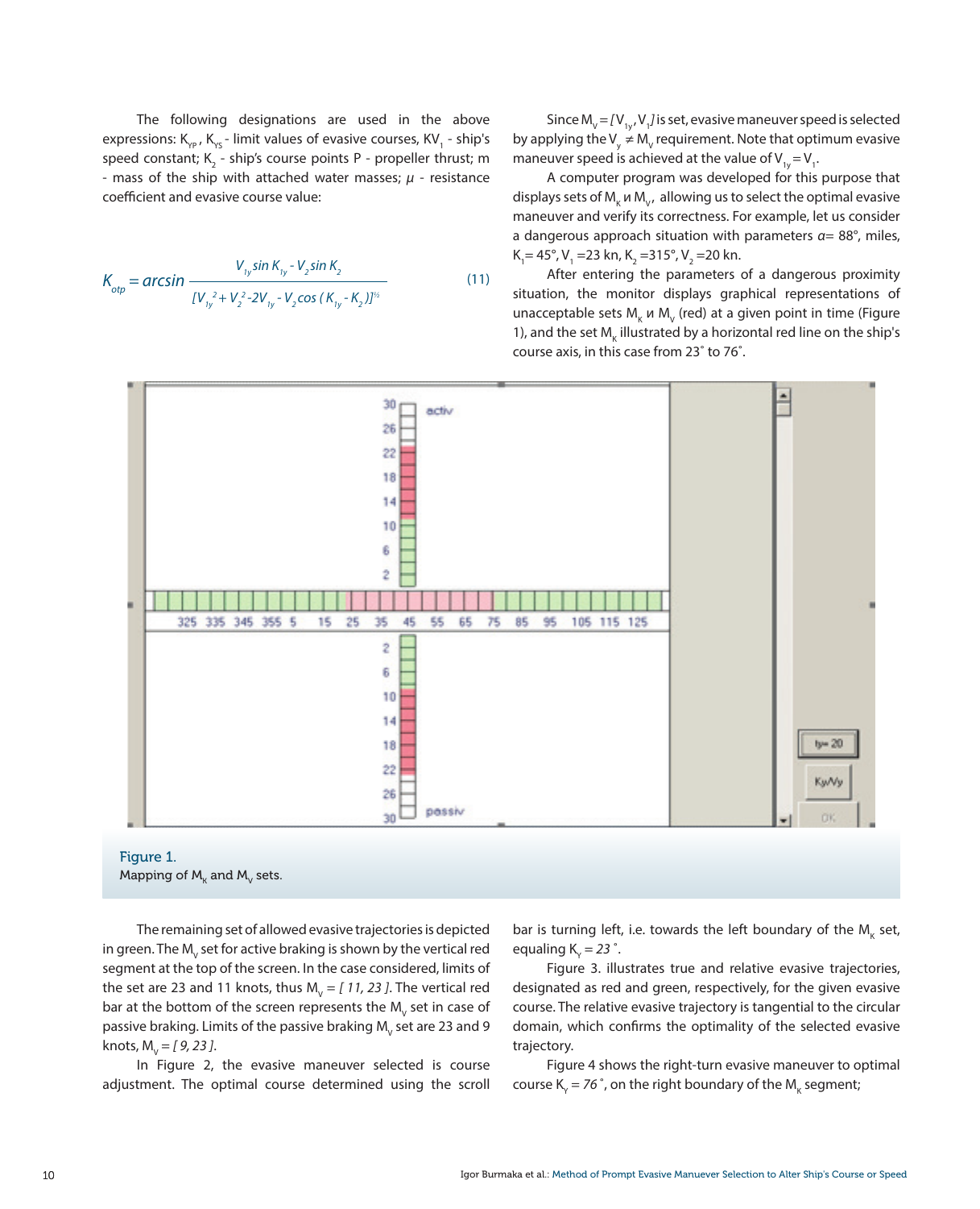The following designations are used in the above expressions: $K_{YP}$, $K_{YS}$ - limit values of evasive courses, $KV_1$ - ship's speed constant; $K_2$ - ship's course points P - propeller thrust; m - mass of the ship with attached water masses; $\mu$ - resistance coefficient and evasive course value:

$$K_{otp} = \arcsin \frac{V_{1y} \sin K_{1y} - V_2 \sin K_2}{[V_{1y}^2 + V_2^2 - 2V_{1y} - V_2 \cos (K_{1y} - K_2)]^{½}} \tag{11}$$

Since $M_V = [V_{1y}, V_1]$ is set, evasive maneuver speed is selected by applying the $V_y \neq M_V$ requirement. Note that optimum evasive maneuver speed is achieved at the value of $V_{1y} = V_1$.

A computer program was developed for this purpose that displays sets of $M_K$ и $M_V$, allowing us to select the optimal evasive maneuver and verify its correctness. For example, let us consider a dangerous approach situation with parameters $\alpha$= 88°, miles, $K_1$= 45°, $V_1$ =23 kn, $K_2$ =315°, $V_2$ =20 kn.

After entering the parameters of a dangerous proximity situation, the monitor displays graphical representations of unacceptable sets $M_K$ и $M_V$ (red) at a given point in time (Figure 1), and the set $M_K$ illustrated by a horizontal red line on the ship's course axis, in this case from 23˚ to 76˚.

Figure 1.
Mapping of $M_K$ and $M_V$ sets.

The remaining set of allowed evasive trajectories is depicted in green. The $M_V$ set for active braking is shown by the vertical red segment at the top of the screen. In the case considered, limits of the set are 23 and 11 knots, thus $M_V$ = *[ 11, 23 ]*. The vertical red bar at the bottom of the screen represents the $M_V$ set in case of passive braking. Limits of the passive braking $M_V$ set are 23 and 9 knots, $M_V$ = *[ 9, 23 ]*.

In Figure 2, the evasive maneuver selected is course adjustment. The optimal course determined using the scroll bar is turning left, i.e. towards the left boundary of the $M_K$ set, equaling $K_Y$ = *23* ˚.

Figure 3. illustrates true and relative evasive trajectories, designated as red and green, respectively, for the given evasive course. The relative evasive trajectory is tangential to the circular domain, which confirms the optimality of the selected evasive trajectory.

Figure 4 shows the right-turn evasive maneuver to optimal course $K_Y$ = *76* ˚, on the right boundary of the $M_K$ segment;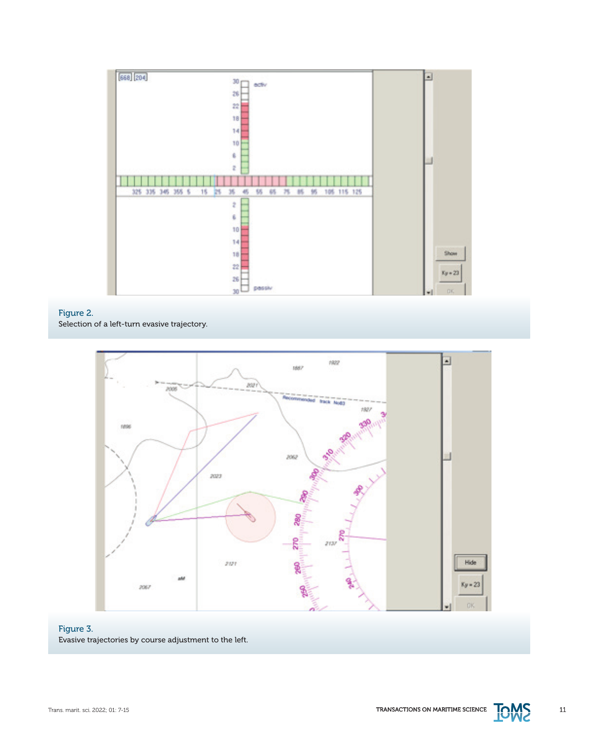Figure 2.
Selection of a left-turn evasive trajectory.

Figure 3.
Evasive trajectories by course adjustment to the left.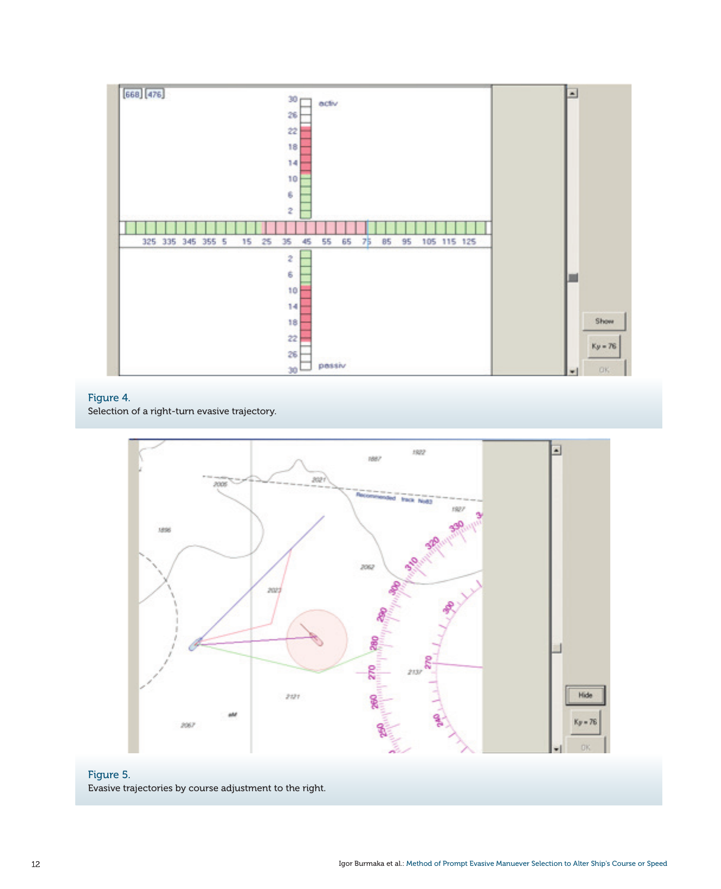Figure 4.
Selection of a right-turn evasive trajectory.

Figure 5.
Evasive trajectories by course adjustment to the right.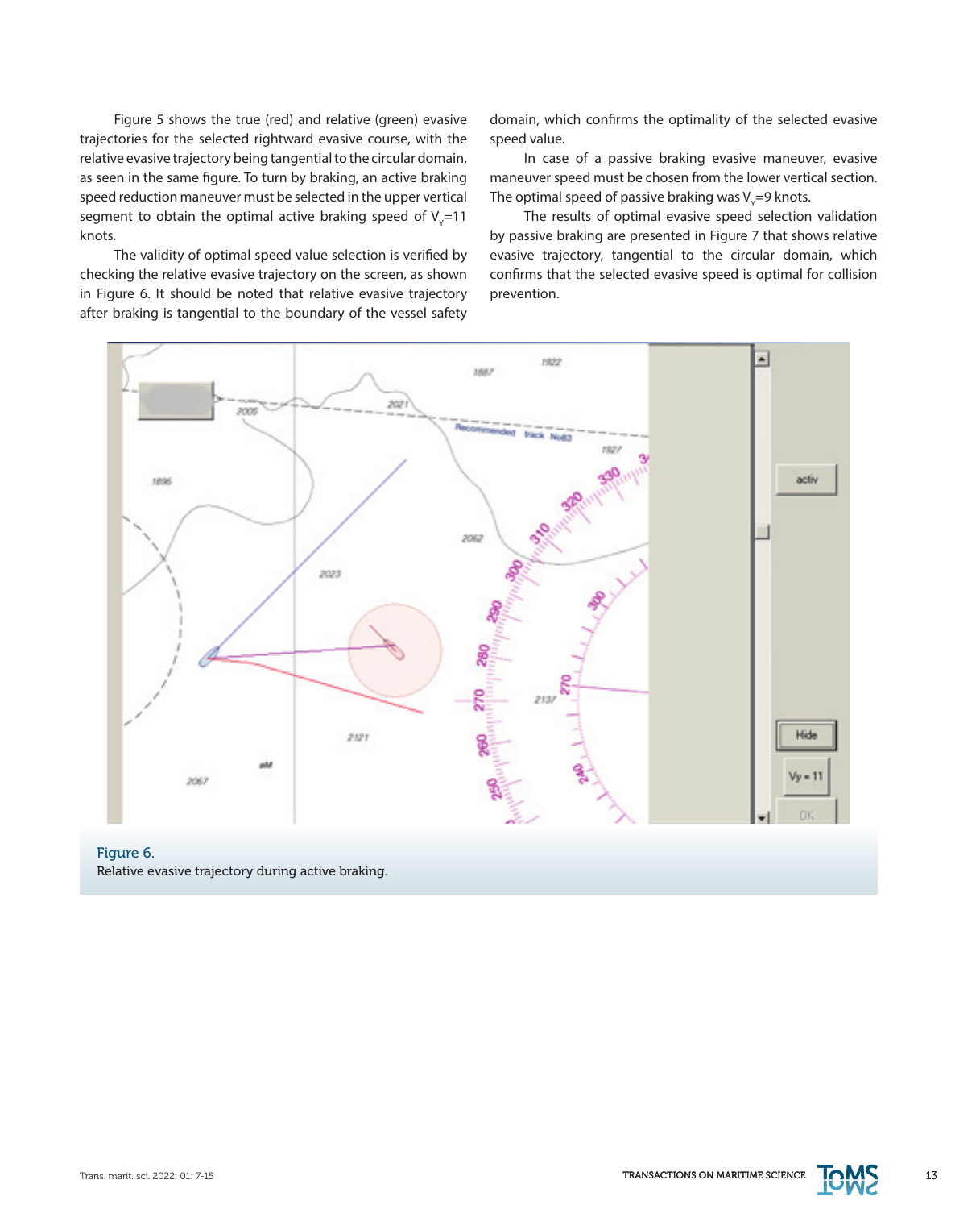Figure 5 shows the true (red) and relative (green) evasive trajectories for the selected rightward evasive course, with the relative evasive trajectory being tangential to the circular domain, as seen in the same figure. To turn by braking, an active braking speed reduction maneuver must be selected in the upper vertical segment to obtain the optimal active braking speed of $V_Y$=11 knots.

The validity of optimal speed value selection is verified by checking the relative evasive trajectory on the screen, as shown in Figure 6. It should be noted that relative evasive trajectory after braking is tangential to the boundary of the vessel safety domain, which confirms the optimality of the selected evasive speed value.

In case of a passive braking evasive maneuver, evasive maneuver speed must be chosen from the lower vertical section. The optimal speed of passive braking was $V_Y$=9 knots.

The results of optimal evasive speed selection validation by passive braking are presented in Figure 7 that shows relative evasive trajectory, tangential to the circular domain, which confirms that the selected evasive speed is optimal for collision prevention.

Figure 6.
Relative evasive trajectory during active braking.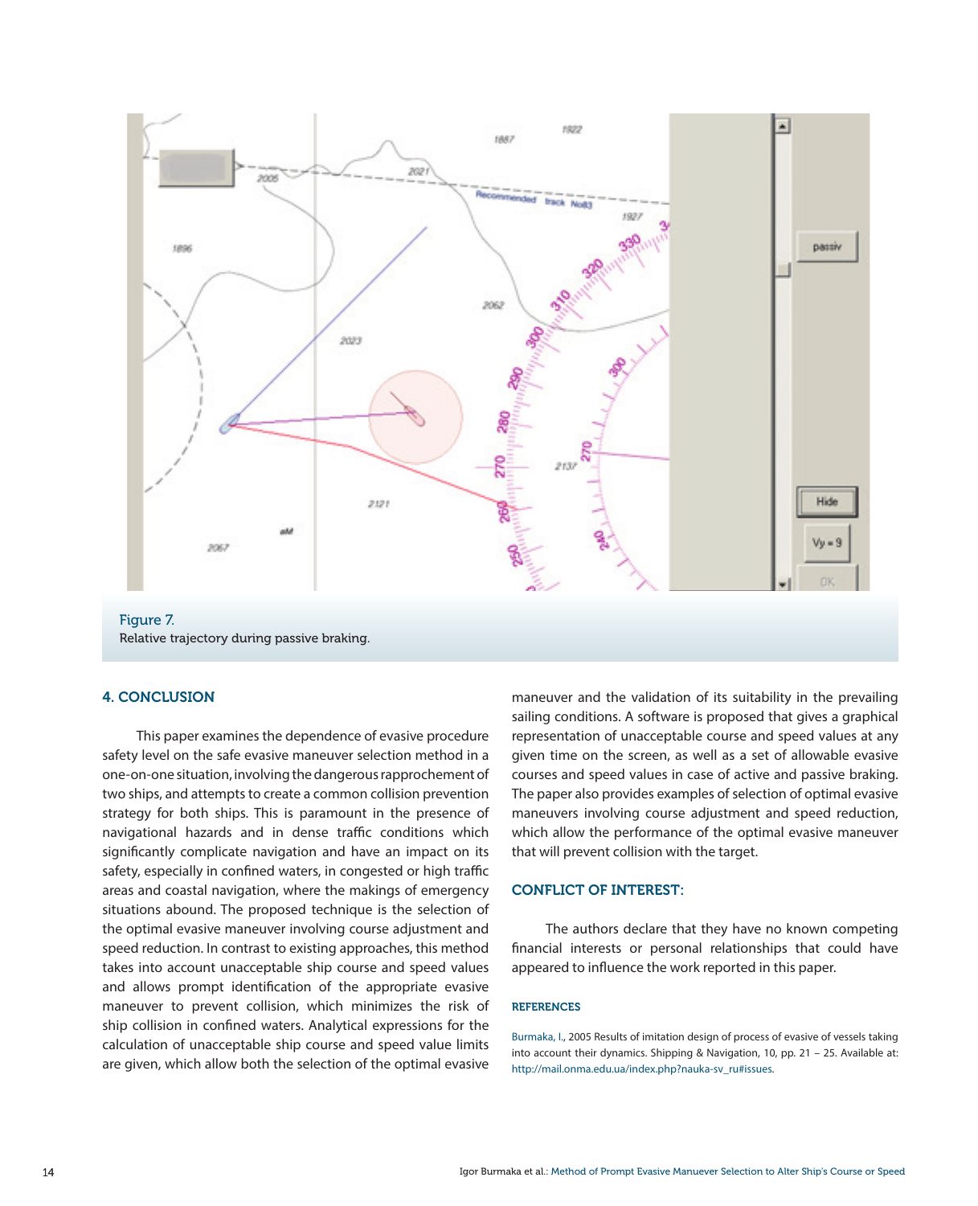Figure 7.
Relative trajectory during passive braking.

## 4. CONCLUSION

This paper examines the dependence of evasive procedure safety level on the safe evasive maneuver selection method in a one-on-one situation, involving the dangerous rapprochement of two ships, and attempts to create a common collision prevention strategy for both ships. This is paramount in the presence of navigational hazards and in dense traffic conditions which significantly complicate navigation and have an impact on its safety, especially in confined waters, in congested or high traffic areas and coastal navigation, where the makings of emergency situations abound. The proposed technique is the selection of the optimal evasive maneuver involving course adjustment and speed reduction. In contrast to existing approaches, this method takes into account unacceptable ship course and speed values and allows prompt identification of the appropriate evasive maneuver to prevent collision, which minimizes the risk of ship collision in confined waters. Analytical expressions for the calculation of unacceptable ship course and speed value limits are given, which allow both the selection of the optimal evasive maneuver and the validation of its suitability in the prevailing sailing conditions. A software is proposed that gives a graphical representation of unacceptable course and speed values at any given time on the screen, as well as a set of allowable evasive courses and speed values in case of active and passive braking. The paper also provides examples of selection of optimal evasive maneuvers involving course adjustment and speed reduction, which allow the performance of the optimal evasive maneuver that will prevent collision with the target.

## CONFLICT OF INTEREST:

The authors declare that they have no known competing financial interests or personal relationships that could have appeared to influence the work reported in this paper.

### REFERENCES

Burmaka, I., 2005 Results of imitation design of process of evasive of vessels taking into account their dynamics. Shipping & Navigation, 10, pp. 21 – 25. Available at: http://mail.onma.edu.ua/index.php?nauka-sv_ru#issues.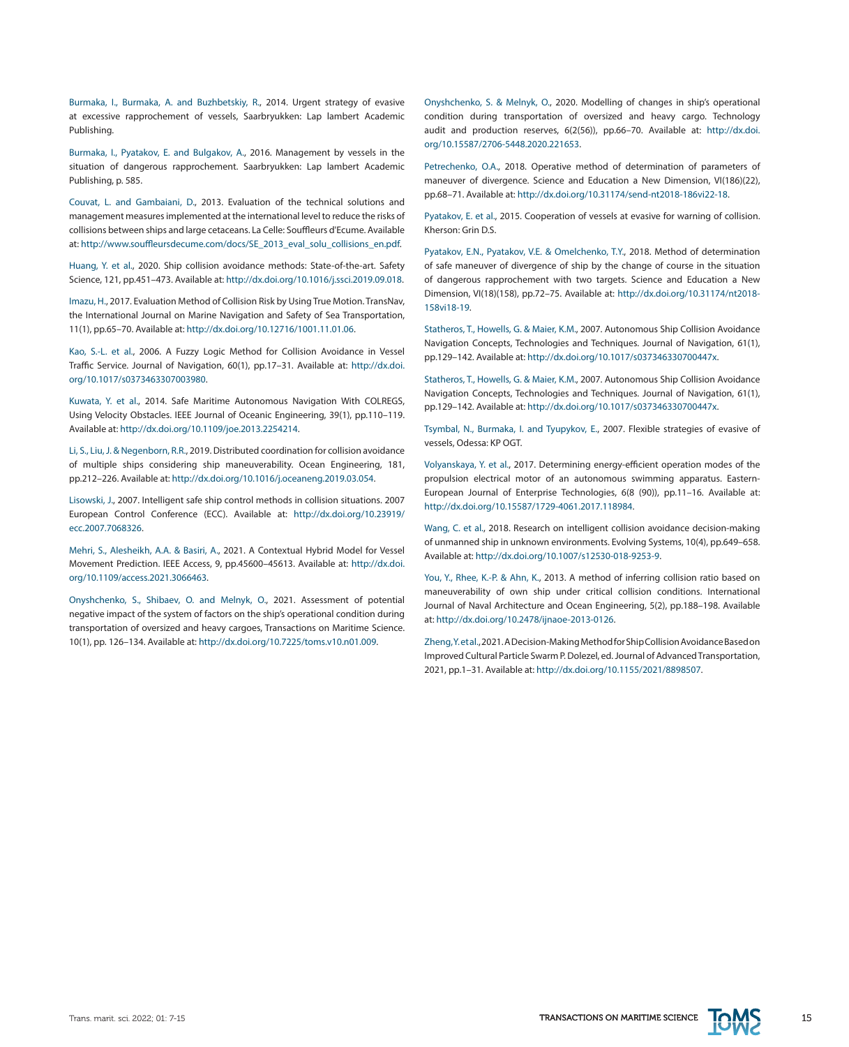Burmaka, I., Burmaka, A. and Buzhbetskiy, R., 2014. Urgent strategy of evasive at excessive rapprochement of vessels, Saarbryukken: Lap lambert Academic Publishing.

Burmaka, I., Pyatakov, E. and Bulgakov, A., 2016. Management by vessels in the situation of dangerous rapprochement. Saarbryukken: Lap lambert Academic Publishing, p. 585.

Couvat, L. and Gambaiani, D., 2013. Evaluation of the technical solutions and management measures implemented at the international level to reduce the risks of collisions between ships and large cetaceans. La Celle: Souffleurs d'Ecume. Available at: http://www.souffleursdecume.com/docs/SE_2013_eval_solu_collisions_en.pdf.

Huang, Y. et al., 2020. Ship collision avoidance methods: State-of-the-art. Safety Science, 121, pp.451–473. Available at: http://dx.doi.org/10.1016/j.ssci.2019.09.018.

Imazu, H., 2017. Evaluation Method of Collision Risk by Using True Motion. TransNav, the International Journal on Marine Navigation and Safety of Sea Transportation, 11(1), pp.65–70. Available at: http://dx.doi.org/10.12716/1001.11.01.06.

Kao, S.-L. et al., 2006. A Fuzzy Logic Method for Collision Avoidance in Vessel Traffic Service. Journal of Navigation, 60(1), pp.17–31. Available at: http://dx.doi.org/10.1017/s0373463307003980.

Kuwata, Y. et al., 2014. Safe Maritime Autonomous Navigation With COLREGS, Using Velocity Obstacles. IEEE Journal of Oceanic Engineering, 39(1), pp.110–119. Available at: http://dx.doi.org/10.1109/joe.2013.2254214.

Li, S., Liu, J. & Negenborn, R.R., 2019. Distributed coordination for collision avoidance of multiple ships considering ship maneuverability. Ocean Engineering, 181, pp.212–226. Available at: http://dx.doi.org/10.1016/j.oceaneng.2019.03.054.

Lisowski, J., 2007. Intelligent safe ship control methods in collision situations. 2007 European Control Conference (ECC). Available at: http://dx.doi.org/10.23919/ecc.2007.7068326.

Mehri, S., Alesheikh, A.A. & Basiri, A., 2021. A Contextual Hybrid Model for Vessel Movement Prediction. IEEE Access, 9, pp.45600–45613. Available at: http://dx.doi.org/10.1109/access.2021.3066463.

Onyshchenko, S., Shibaev, O. and Melnyk, O., 2021. Assessment of potential negative impact of the system of factors on the ship's operational condition during transportation of oversized and heavy cargoes, Transactions on Maritime Science. 10(1), pp. 126–134. Available at: http://dx.doi.org/10.7225/toms.v10.n01.009.

Onyshchenko, S. & Melnyk, O., 2020. Modelling of changes in ship's operational condition during transportation of oversized and heavy cargo. Technology audit and production reserves, 6(2(56)), pp.66–70. Available at: http://dx.doi.org/10.15587/2706-5448.2020.221653.

Petrechenko, O.A., 2018. Operative method of determination of parameters of maneuver of divergence. Science and Education a New Dimension, VI(186)(22), pp.68–71. Available at: http://dx.doi.org/10.31174/send-nt2018-186vi22-18.

Pyatakov, E. et al., 2015. Cooperation of vessels at evasive for warning of collision. Kherson: Grin D.S.

Pyatakov, E.N., Pyatakov, V.E. & Omelchenko, T.Y., 2018. Method of determination of safe maneuver of divergence of ship by the change of course in the situation of dangerous rapprochement with two targets. Science and Education a New Dimension, VI(18)(158), pp.72–75. Available at: http://dx.doi.org/10.31174/nt2018-158vi18-19.

Statheros, T., Howells, G. & Maier, K.M., 2007. Autonomous Ship Collision Avoidance Navigation Concepts, Technologies and Techniques. Journal of Navigation, 61(1), pp.129–142. Available at: http://dx.doi.org/10.1017/s037346330700447x.

Statheros, T., Howells, G. & Maier, K.M., 2007. Autonomous Ship Collision Avoidance Navigation Concepts, Technologies and Techniques. Journal of Navigation, 61(1), pp.129–142. Available at: http://dx.doi.org/10.1017/s037346330700447x.

Tsymbal, N., Burmaka, I. and Tyupykov, E., 2007. Flexible strategies of evasive of vessels, Odessa: KP OGT.

Volyanskaya, Y. et al., 2017. Determining energy-efficient operation modes of the propulsion electrical motor of an autonomous swimming apparatus. Eastern-European Journal of Enterprise Technologies, 6(8 (90)), pp.11–16. Available at: http://dx.doi.org/10.15587/1729-4061.2017.118984.

Wang, C. et al., 2018. Research on intelligent collision avoidance decision-making of unmanned ship in unknown environments. Evolving Systems, 10(4), pp.649–658. Available at: http://dx.doi.org/10.1007/s12530-018-9253-9.

You, Y., Rhee, K.-P. & Ahn, K., 2013. A method of inferring collision ratio based on maneuverability of own ship under critical collision conditions. International Journal of Naval Architecture and Ocean Engineering, 5(2), pp.188–198. Available at: http://dx.doi.org/10.2478/ijnaoe-2013-0126.

Zheng, Y. et al., 2021. A Decision-Making Method for Ship Collision Avoidance Based on Improved Cultural Particle Swarm P. Dolezel, ed. Journal of Advanced Transportation, 2021, pp.1–31. Available at: http://dx.doi.org/10.1155/2021/8898507.